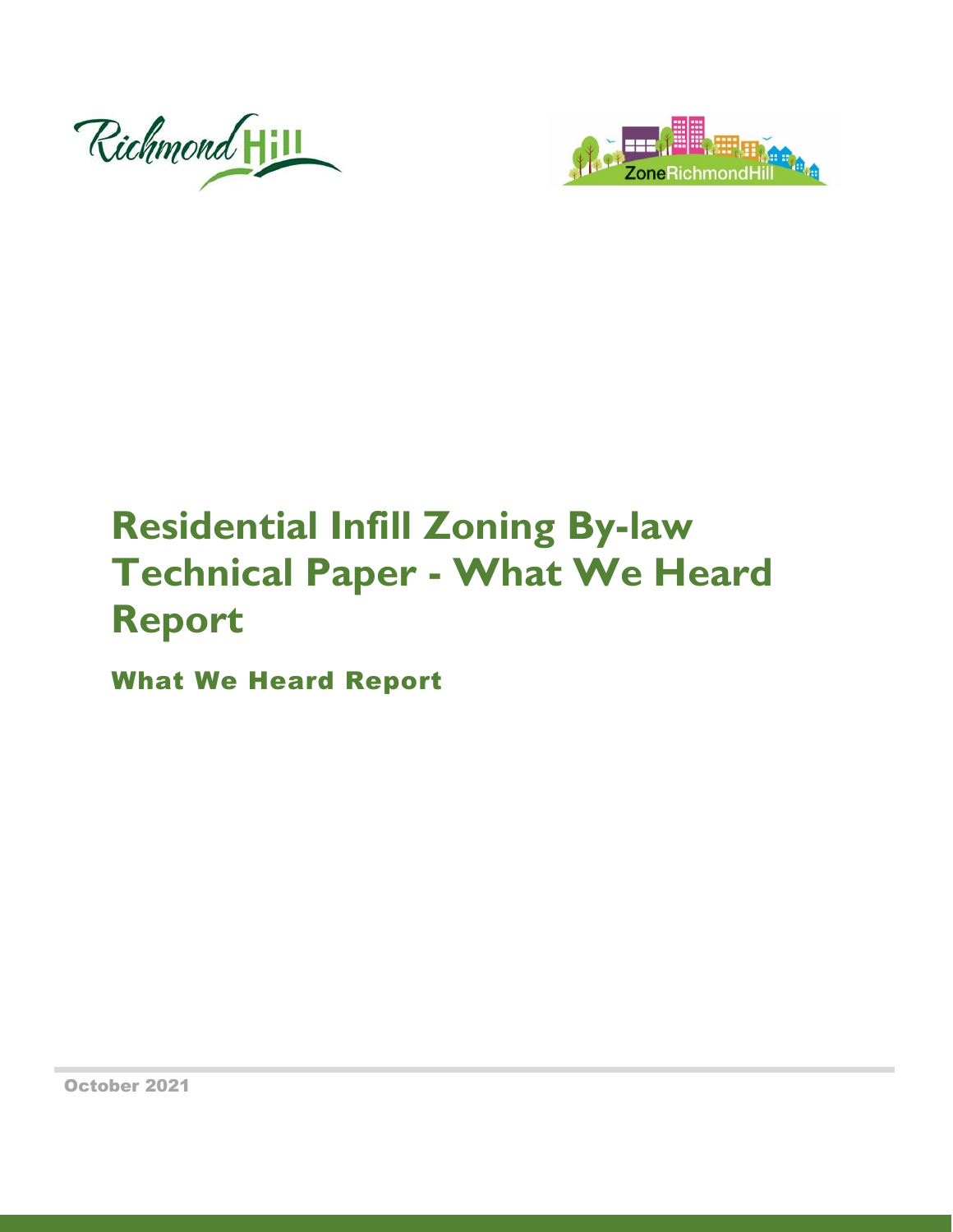# Residential Infill Zoning By-law Technical Paper - What We Heard Report

## What We Heard Report

October 2021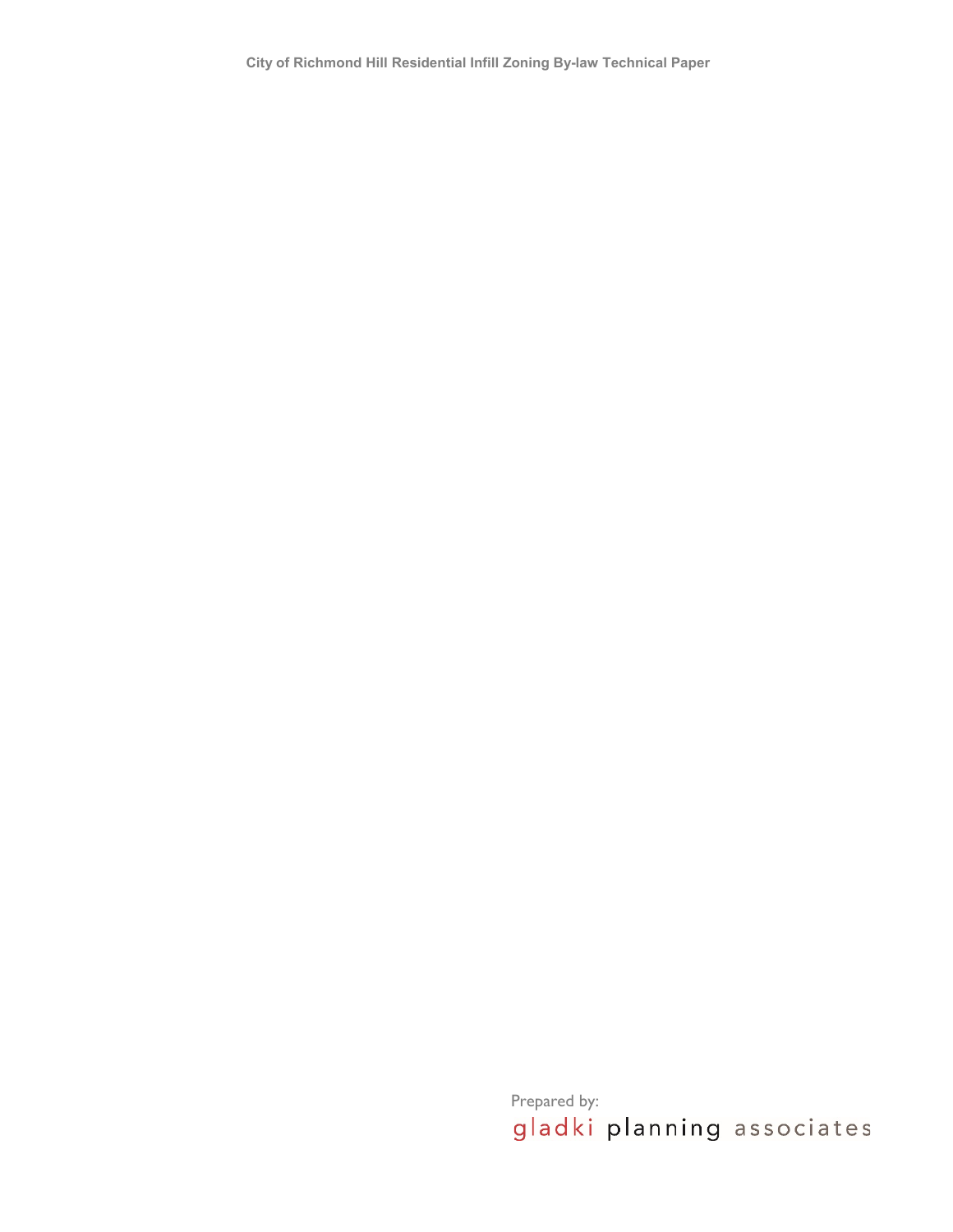Prepared by:

gladki planning associates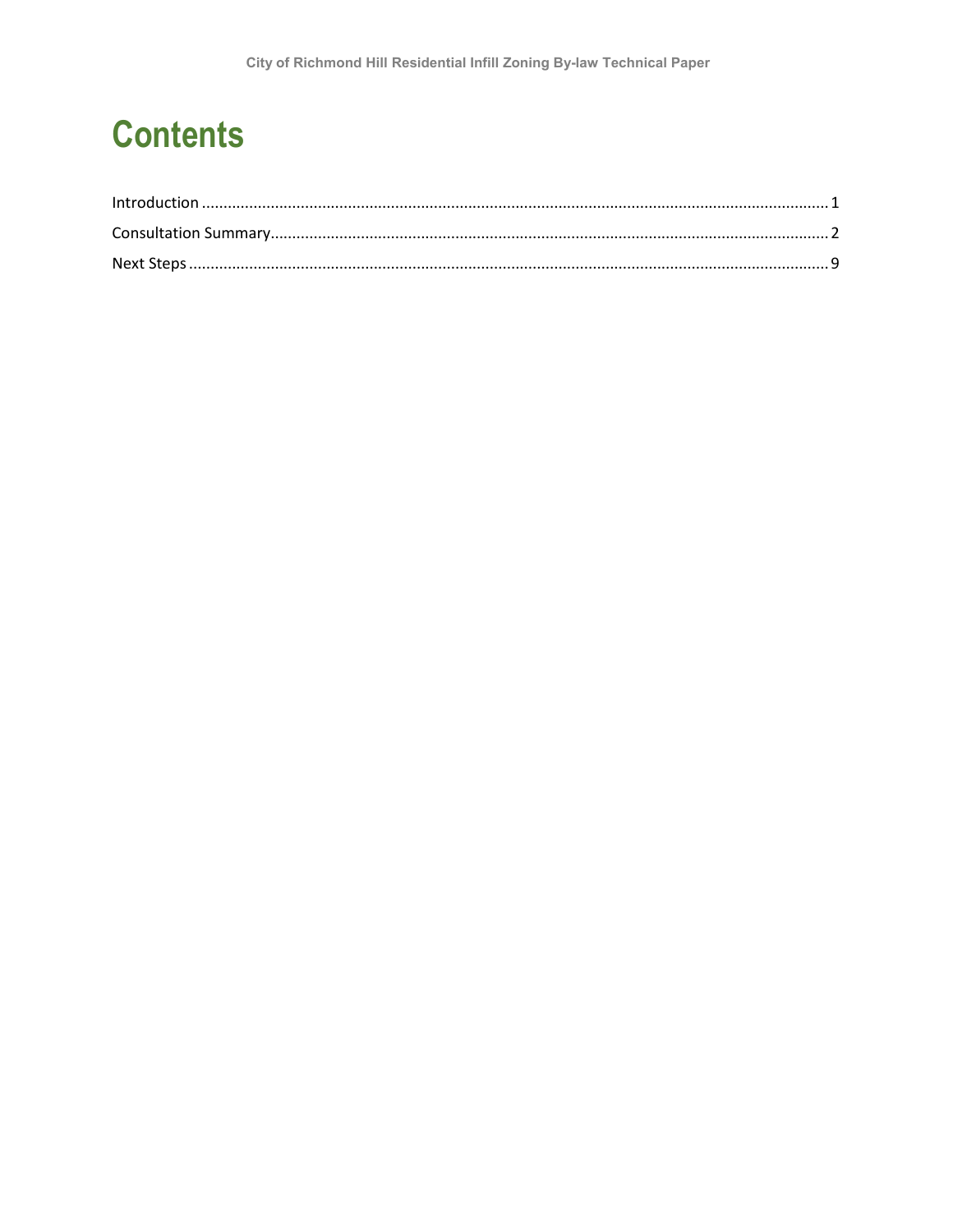# Contents

Introduction ........................................................................................................................................ 1

Consultation Summary........................................................................................................................ 2

Next Steps ........................................................................................................................................... 9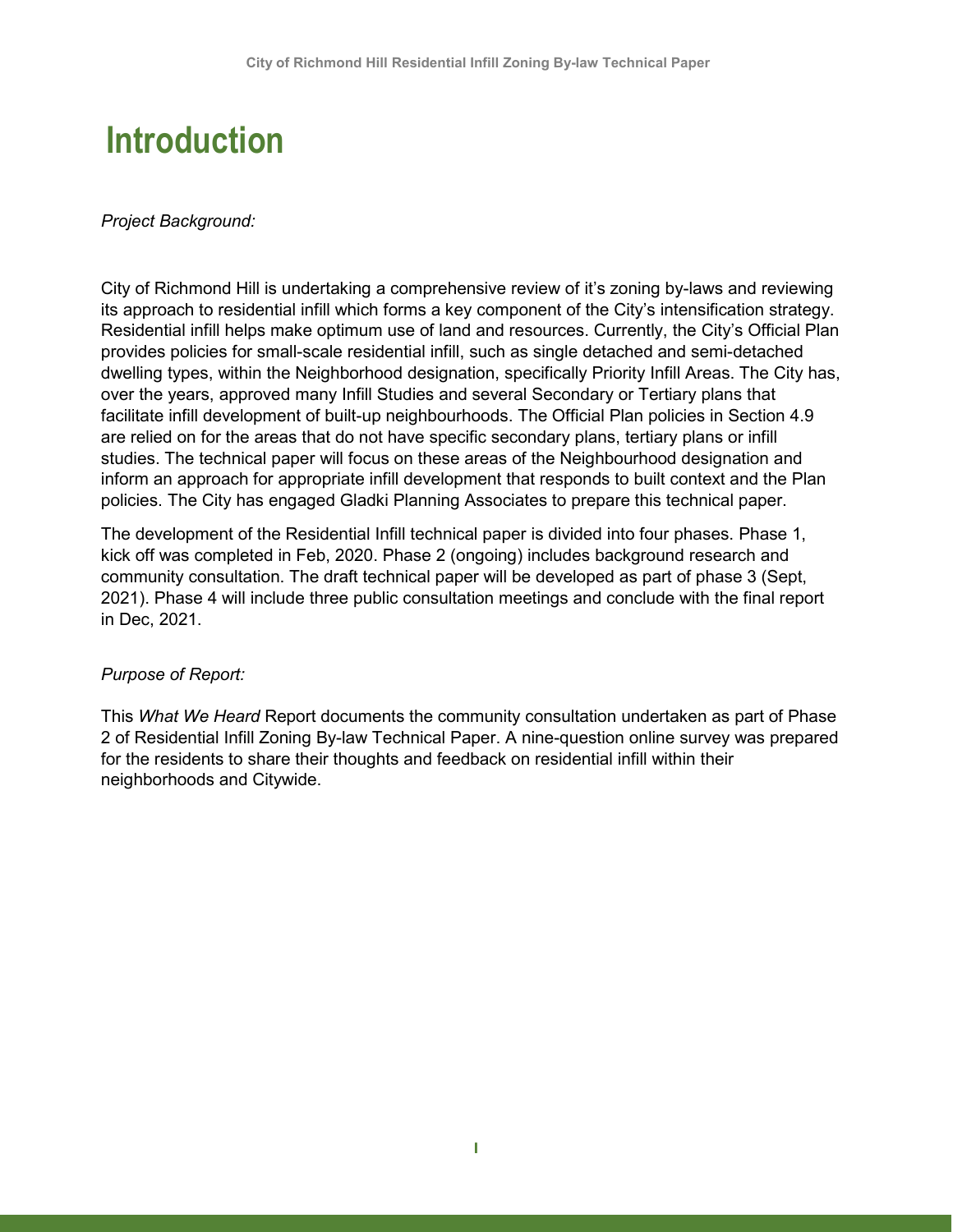# Introduction

*Project Background:*

City of Richmond Hill is undertaking a comprehensive review of it's zoning by-laws and reviewing its approach to residential infill which forms a key component of the City's intensification strategy. Residential infill helps make optimum use of land and resources. Currently, the City's Official Plan provides policies for small-scale residential infill, such as single detached and semi-detached dwelling types, within the Neighborhood designation, specifically Priority Infill Areas. The City has, over the years, approved many Infill Studies and several Secondary or Tertiary plans that facilitate infill development of built-up neighbourhoods. The Official Plan policies in Section 4.9 are relied on for the areas that do not have specific secondary plans, tertiary plans or infill studies. The technical paper will focus on these areas of the Neighbourhood designation and inform an approach for appropriate infill development that responds to built context and the Plan policies. The City has engaged Gladki Planning Associates to prepare this technical paper.

The development of the Residential Infill technical paper is divided into four phases. Phase 1, kick off was completed in Feb, 2020. Phase 2 (ongoing) includes background research and community consultation. The draft technical paper will be developed as part of phase 3 (Sept, 2021). Phase 4 will include three public consultation meetings and conclude with the final report in Dec, 2021.

*Purpose of Report:*

This *What We Heard* Report documents the community consultation undertaken as part of Phase 2 of Residential Infill Zoning By-law Technical Paper. A nine-question online survey was prepared for the residents to share their thoughts and feedback on residential infill within their neighborhoods and Citywide.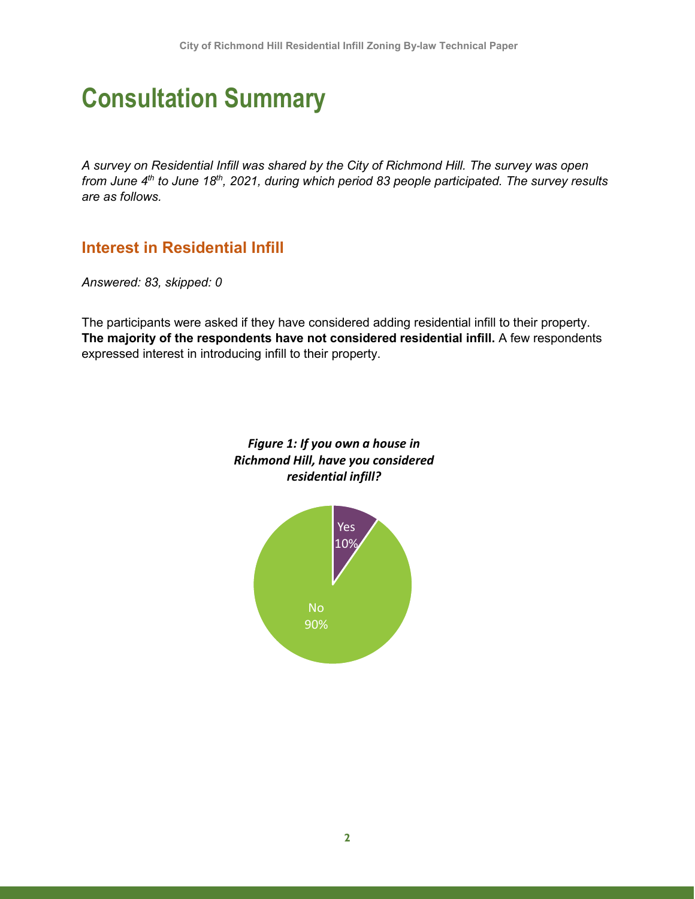# Consultation Summary

*A survey on Residential Infill was shared by the City of Richmond Hill. The survey was open from June 4th to June 18th, 2021, during which period 83 people participated. The survey results are as follows.*

## Interest in Residential Infill

*Answered: 83, skipped: 0*

The participants were asked if they have considered adding residential infill to their property. **The majority of the respondents have not considered residential infill.** A few respondents expressed interest in introducing infill to their property.

***Figure 1: If you own a house in Richmond Hill, have you considered residential infill?***

Yes 10%

No 90%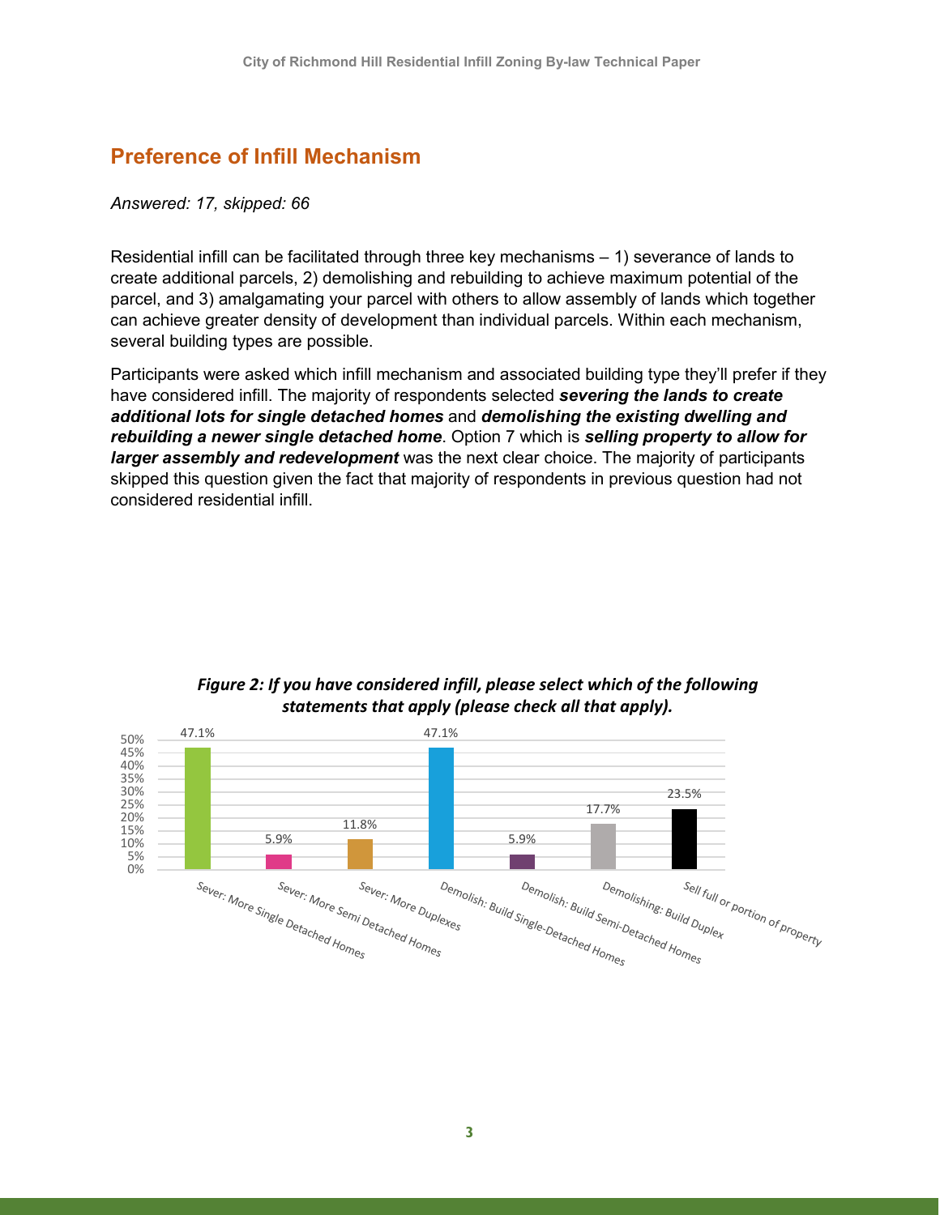## Preference of Infill Mechanism

*Answered: 17, skipped: 66*

Residential infill can be facilitated through three key mechanisms – 1) severance of lands to create additional parcels, 2) demolishing and rebuilding to achieve maximum potential of the parcel, and 3) amalgamating your parcel with others to allow assembly of lands which together can achieve greater density of development than individual parcels. Within each mechanism, several building types are possible.

Participants were asked which infill mechanism and associated building type they'll prefer if they have considered infill. The majority of respondents selected ***severing the lands to create additional lots for single detached homes*** and ***demolishing the existing dwelling and rebuilding a newer single detached home***. Option 7 which is ***selling property to allow for larger assembly and redevelopment*** was the next clear choice. The majority of participants skipped this question given the fact that majority of respondents in previous question had not considered residential infill.

***Figure 2: If you have considered infill, please select which of the following statements that apply (please check all that apply).***

| Option | Percentage |
| --- | --- |
| Sever: More Single Detached Homes | 47.1% |
| Sever: More Semi Detached Homes | 5.9% |
| Sever: More Duplexes | 11.8% |
| Demolish: Build Single-Detached Homes | 47.1% |
| Demolish: Build Semi-Detached Homes | 5.9% |
| Demolishing: Build Duplex | 17.7% |
| Sell full or portion of property | 23.5% |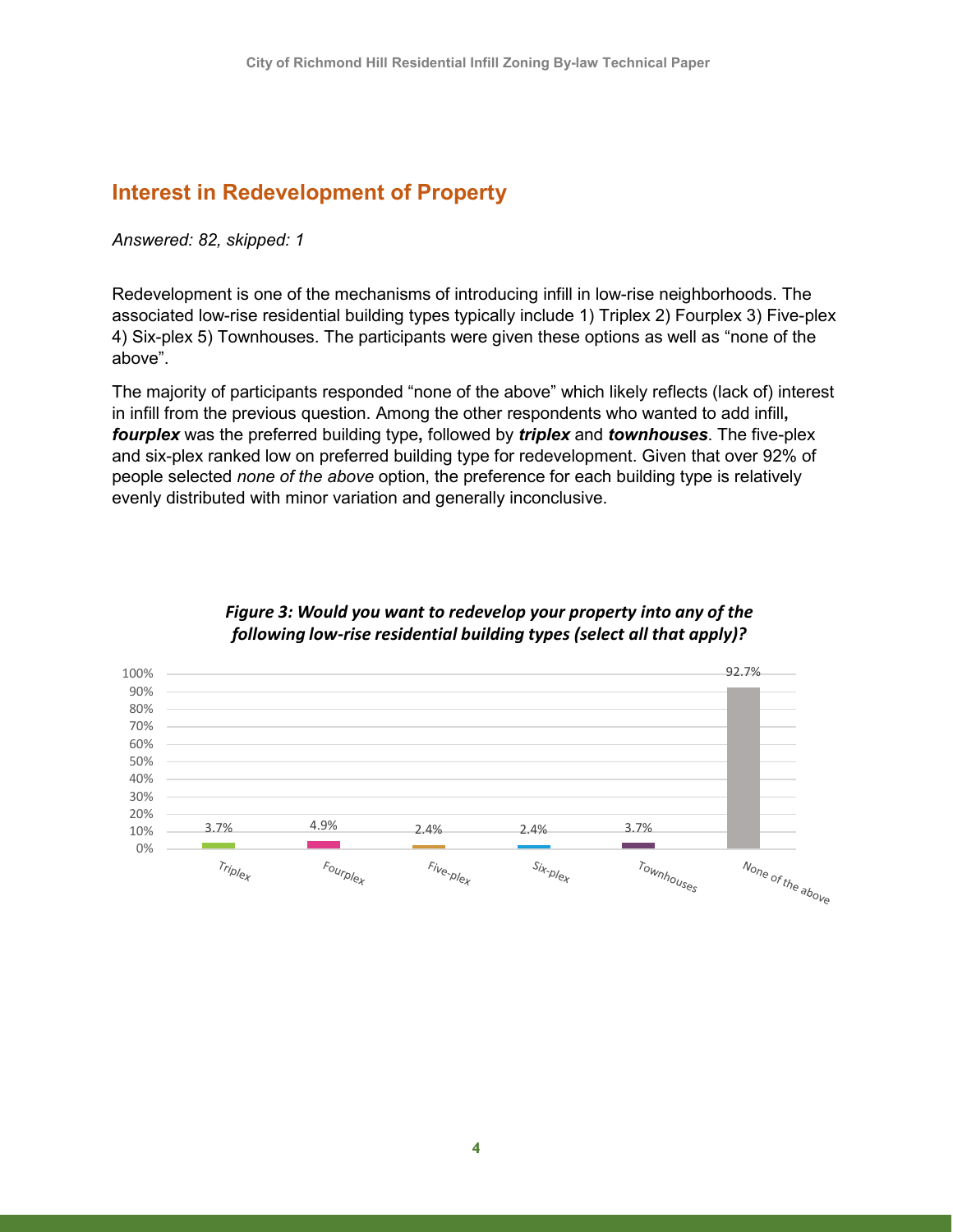## Interest in Redevelopment of Property

*Answered: 82, skipped: 1*

Redevelopment is one of the mechanisms of introducing infill in low-rise neighborhoods. The associated low-rise residential building types typically include 1) Triplex 2) Fourplex 3) Five-plex 4) Six-plex 5) Townhouses. The participants were given these options as well as “none of the above”.

The majority of participants responded “none of the above” which likely reflects (lack of) interest in infill from the previous question. Among the other respondents who wanted to add infill**,** ***fourplex*** was the preferred building type**,** followed by ***triplex*** and ***townhouses***. The five-plex and six-plex ranked low on preferred building type for redevelopment. Given that over 92% of people selected *none of the above* option, the preference for each building type is relatively evenly distributed with minor variation and generally inconclusive.

***Figure 3: Would you want to redevelop your property into any of the following low-rise residential building types (select all that apply)?***

| Building type | Percentage |
|---|---|
| Triplex | 3.7% |
| Fourplex | 4.9% |
| Five-plex | 2.4% |
| Six-plex | 2.4% |
| Townhouses | 3.7% |
| None of the above | 92.7% |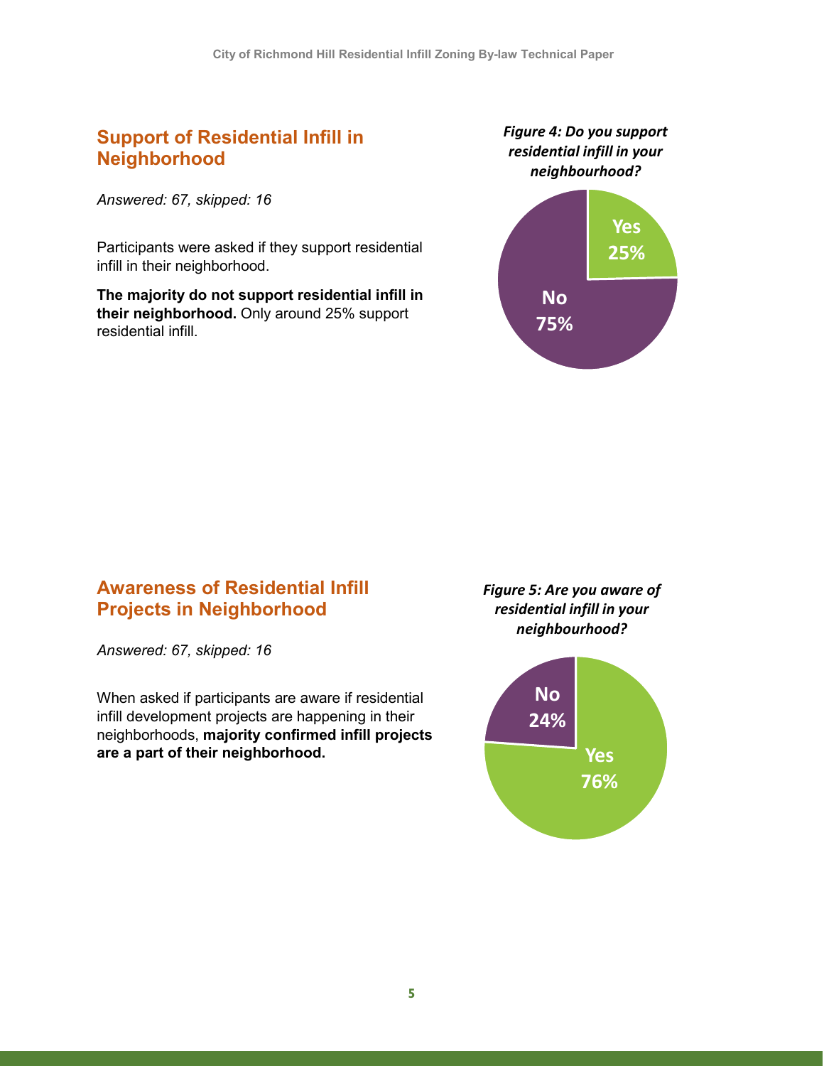## Support of Residential Infill in Neighborhood

*Answered: 67, skipped: 16*

Participants were asked if they support residential infill in their neighborhood.

**The majority do not support residential infill in their neighborhood.** Only around 25% support residential infill.

*Figure 4: Do you support residential infill in your neighbourhood?*

Yes 25%

No 75%

## Awareness of Residential Infill Projects in Neighborhood

*Answered: 67, skipped: 16*

When asked if participants are aware if residential infill development projects are happening in their neighborhoods, **majority confirmed infill projects are a part of their neighborhood.**

*Figure 5: Are you aware of residential infill in your neighbourhood?*

No 24%

Yes 76%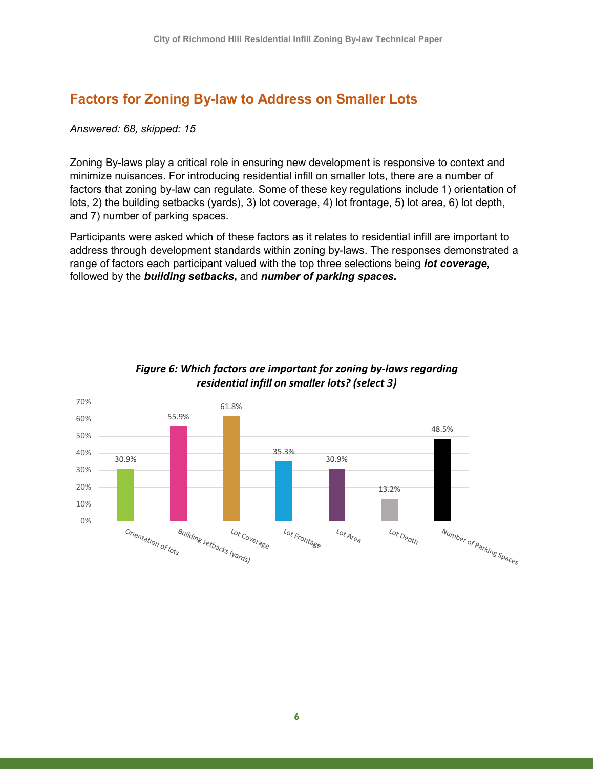## Factors for Zoning By-law to Address on Smaller Lots

*Answered: 68, skipped: 15*

Zoning By-laws play a critical role in ensuring new development is responsive to context and minimize nuisances. For introducing residential infill on smaller lots, there are a number of factors that zoning by-law can regulate. Some of these key regulations include 1) orientation of lots, 2) the building setbacks (yards), 3) lot coverage, 4) lot frontage, 5) lot area, 6) lot depth, and 7) number of parking spaces.

Participants were asked which of these factors as it relates to residential infill are important to address through development standards within zoning by-laws. The responses demonstrated a range of factors each participant valued with the top three selections being ***lot coverage*****,** followed by the ***building setbacks*****,** and ***number of parking spaces*****.**

***Figure 6: Which factors are important for zoning by-laws regarding residential infill on smaller lots? (select 3)***

| Factor | Percentage |
|---|---|
| Orientation of lots | 30.9% |
| Building setbacks (yards) | 55.9% |
| Lot Coverage | 61.8% |
| Lot Frontage | 35.3% |
| Lot Area | 30.9% |
| Lot Depth | 13.2% |
| Number of Parking Spaces | 48.5% |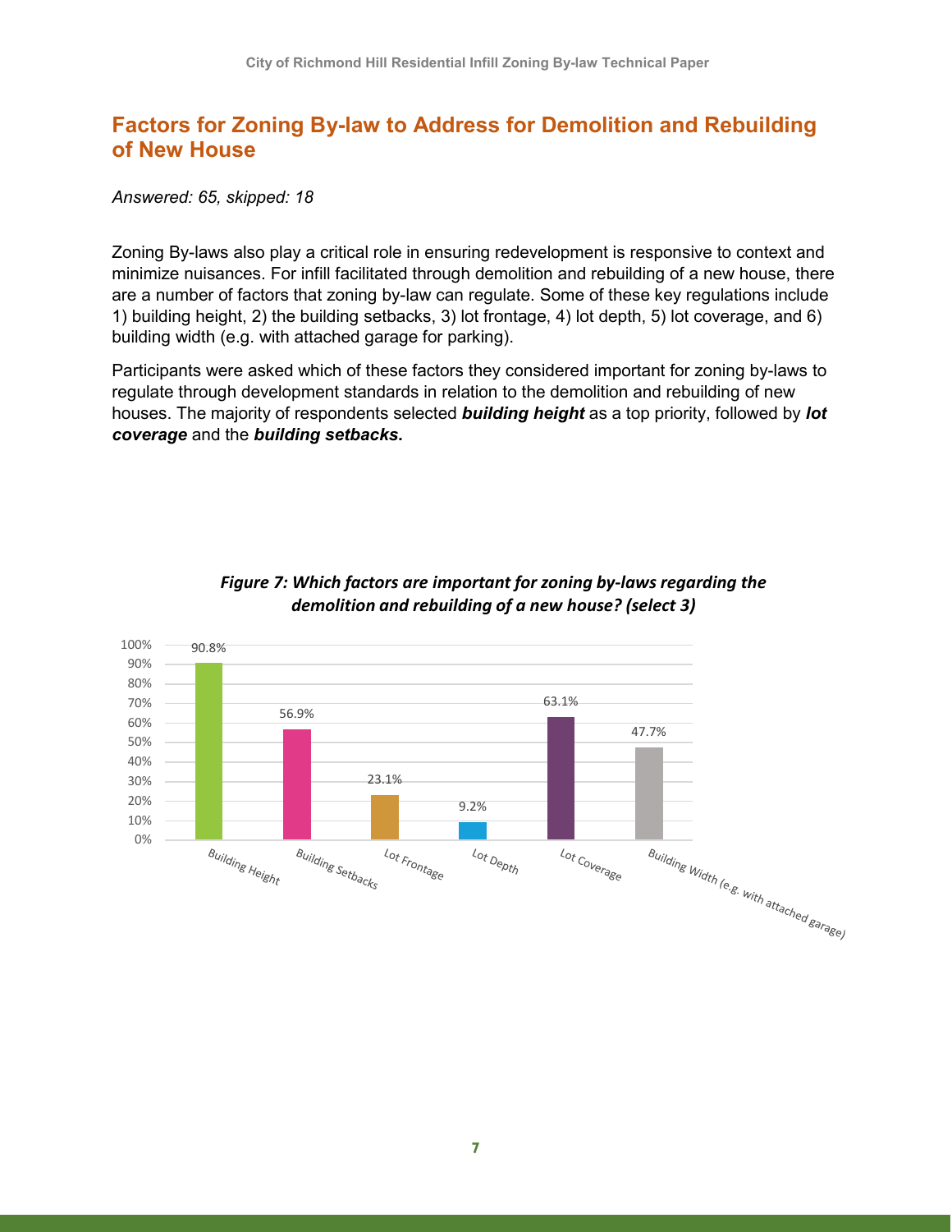## Factors for Zoning By-law to Address for Demolition and Rebuilding of New House

*Answered: 65, skipped: 18*

Zoning By-laws also play a critical role in ensuring redevelopment is responsive to context and minimize nuisances. For infill facilitated through demolition and rebuilding of a new house, there are a number of factors that zoning by-law can regulate. Some of these key regulations include 1) building height, 2) the building setbacks, 3) lot frontage, 4) lot depth, 5) lot coverage, and 6) building width (e.g. with attached garage for parking).

Participants were asked which of these factors they considered important for zoning by-laws to regulate through development standards in relation to the demolition and rebuilding of new houses. The majority of respondents selected ***building height*** as a top priority, followed by ***lot coverage*** and the ***building setbacks*****.**

***Figure 7: Which factors are important for zoning by-laws regarding the demolition and rebuilding of a new house? (select 3)***

| Factor | Percentage |
|---|---|
| Building Height | 90.8% |
| Building Setbacks | 56.9% |
| Lot Frontage | 23.1% |
| Lot Depth | 9.2% |
| Lot Coverage | 63.1% |
| Building Width (e.g. with attached garage) | 47.7% |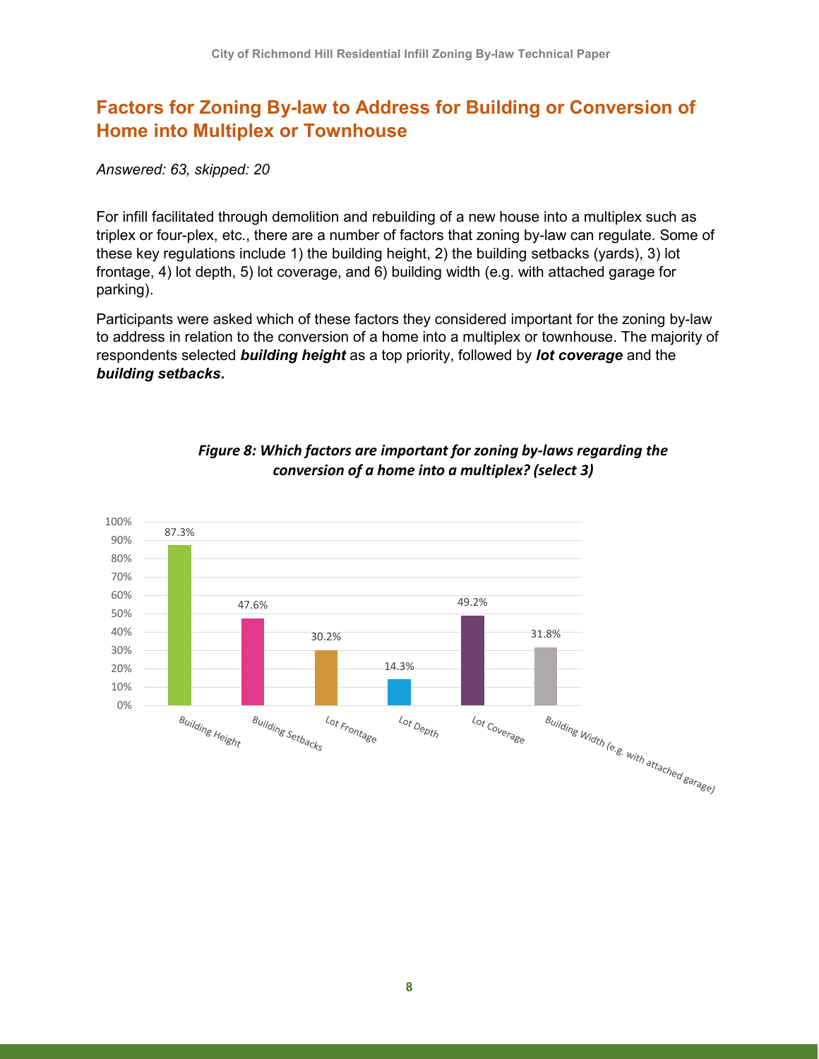## Factors for Zoning By-law to Address for Building or Conversion of Home into Multiplex or Townhouse

*Answered: 63, skipped: 20*

For infill facilitated through demolition and rebuilding of a new house into a multiplex such as triplex or four-plex, etc., there are a number of factors that zoning by-law can regulate. Some of these key regulations include 1) the building height, 2) the building setbacks (yards), 3) lot frontage, 4) lot depth, 5) lot coverage, and 6) building width (e.g. with attached garage for parking).

Participants were asked which of these factors they considered important for the zoning by-law to address in relation to the conversion of a home into a multiplex or townhouse. The majority of respondents selected ***building height*** as a top priority, followed by ***lot coverage*** and the ***building setbacks***.

***Figure 8: Which factors are important for zoning by-laws regarding the conversion of a home into a multiplex? (select 3)***

| Factor | Percentage |
|---|---|
| Building Height | 87.3% |
| Building Setbacks | 47.6% |
| Lot Frontage | 30.2% |
| Lot Depth | 14.3% |
| Lot Coverage | 49.2% |
| Building Width (e.g. with attached garage) | 31.8% |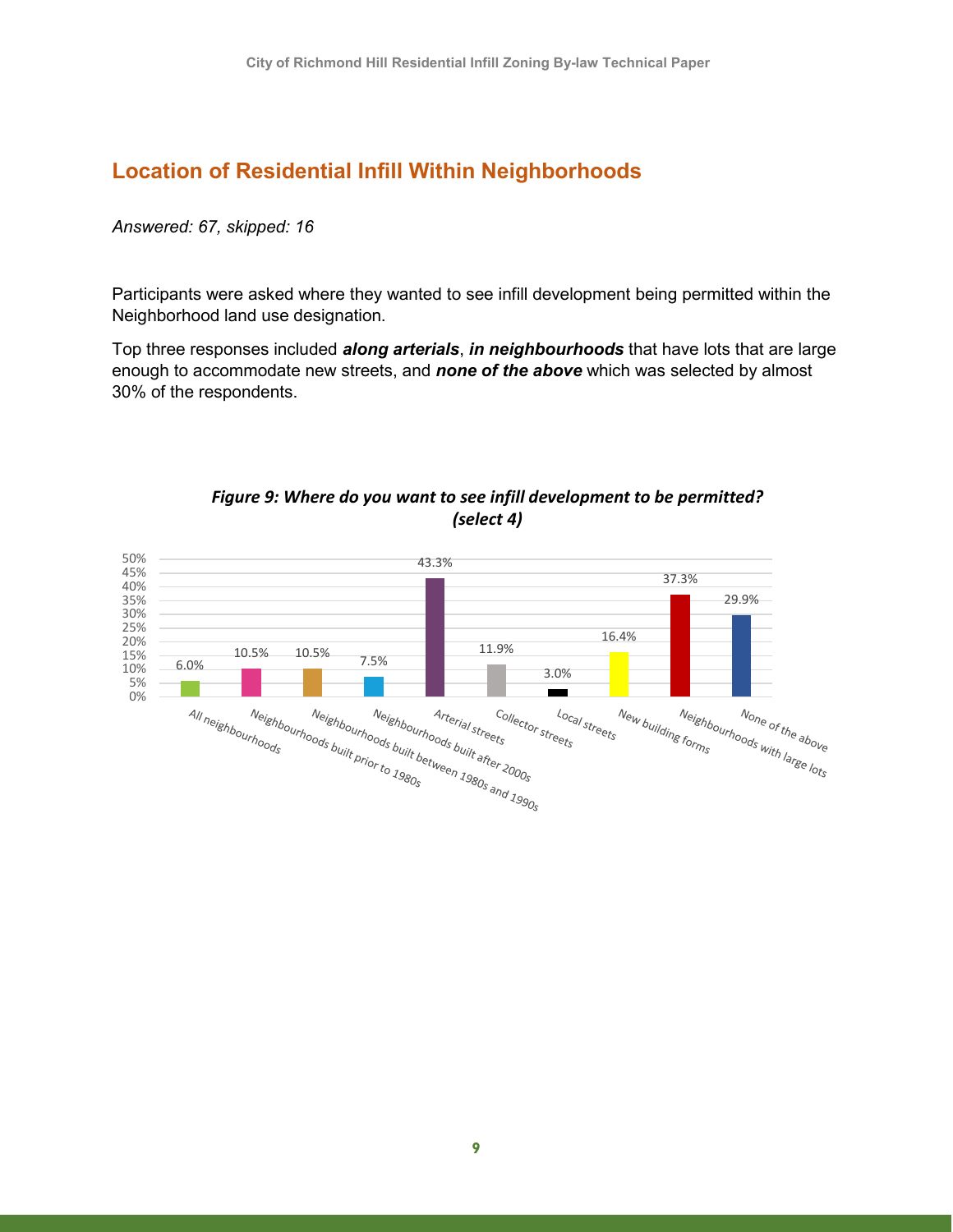## Location of Residential Infill Within Neighborhoods

*Answered: 67, skipped: 16*

Participants were asked where they wanted to see infill development being permitted within the Neighborhood land use designation.

Top three responses included ***along arterials***, ***in neighbourhoods*** that have lots that are large enough to accommodate new streets, and ***none of the above*** which was selected by almost 30% of the respondents.

***Figure 9: Where do you want to see infill development to be permitted? (select 4)***

| Response | Percentage |
|---|---|
| All neighbourhoods | 6.0% |
| Neighbourhoods built prior to 1980s | 10.5% |
| Neighbourhoods built between 1980s and 1990s | 10.5% |
| Neighbourhoods built after 2000s | 7.5% |
| Arterial streets | 43.3% |
| Collector streets | 11.9% |
| Local streets | 3.0% |
| New building forms | 16.4% |
| Neighbourhoods with large lots | 37.3% |
| None of the above | 29.9% |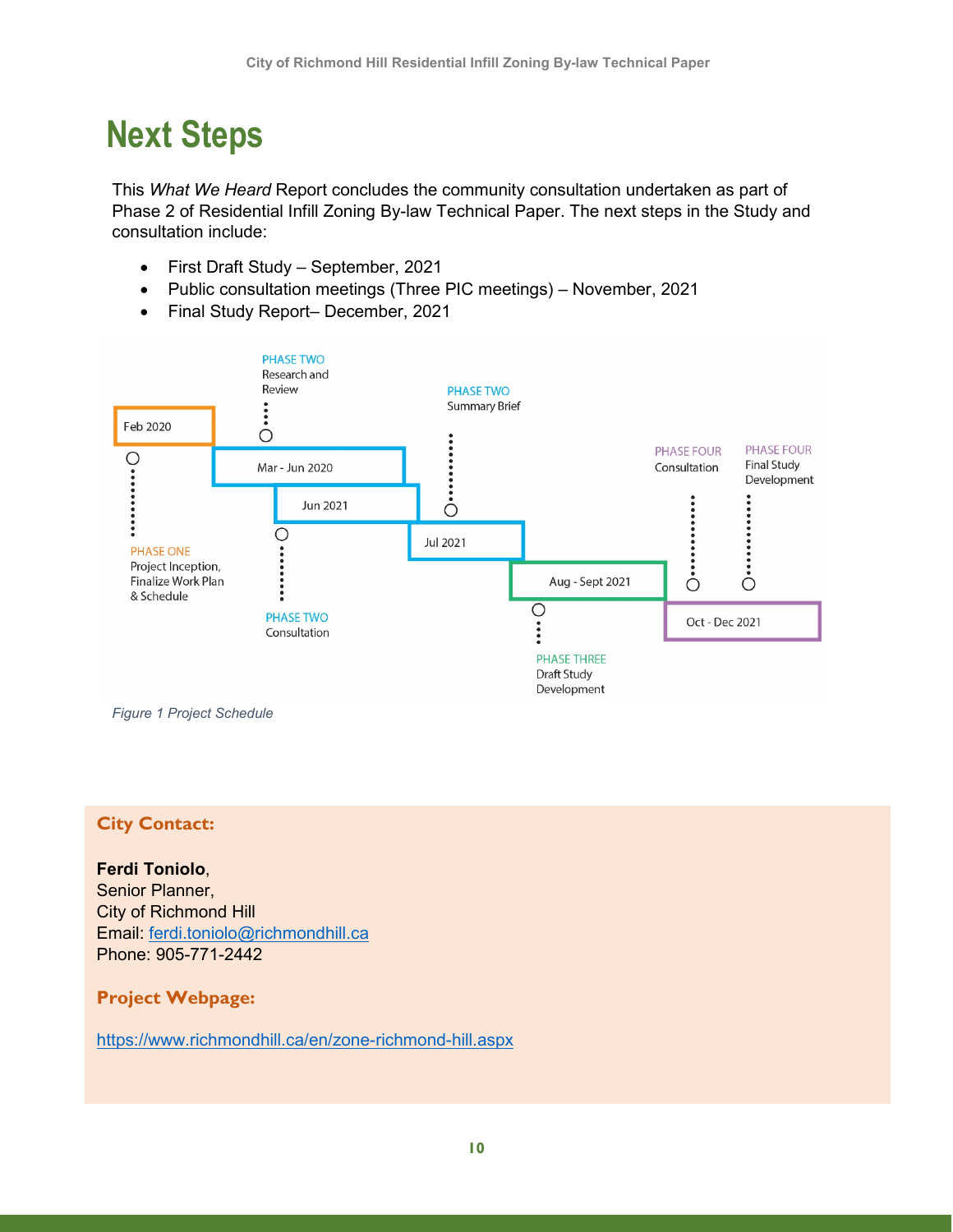# Next Steps

This *What We Heard* Report concludes the community consultation undertaken as part of Phase 2 of Residential Infill Zoning By-law Technical Paper. The next steps in the Study and consultation include:

- First Draft Study – September, 2021
- Public consultation meetings (Three PIC meetings) – November, 2021
- Final Study Report– December, 2021

Feb 2020 — PHASE ONE: Project Inception, Finalize Work Plan & Schedule

Mar - Jun 2020 — PHASE TWO: Research and Review

Jun 2021 — PHASE TWO: Consultation

Jul 2021 — PHASE TWO: Summary Brief

Aug - Sept 2021 — PHASE THREE: Draft Study Development

Oct - Dec 2021 — PHASE FOUR: Consultation; PHASE FOUR: Final Study Development

*Figure 1 Project Schedule*

**City Contact:**

**Ferdi Toniolo**,
Senior Planner,
City of Richmond Hill
Email: ferdi.toniolo@richmondhill.ca
Phone: 905-771-2442

**Project Webpage:**

https://www.richmondhill.ca/en/zone-richmond-hill.aspx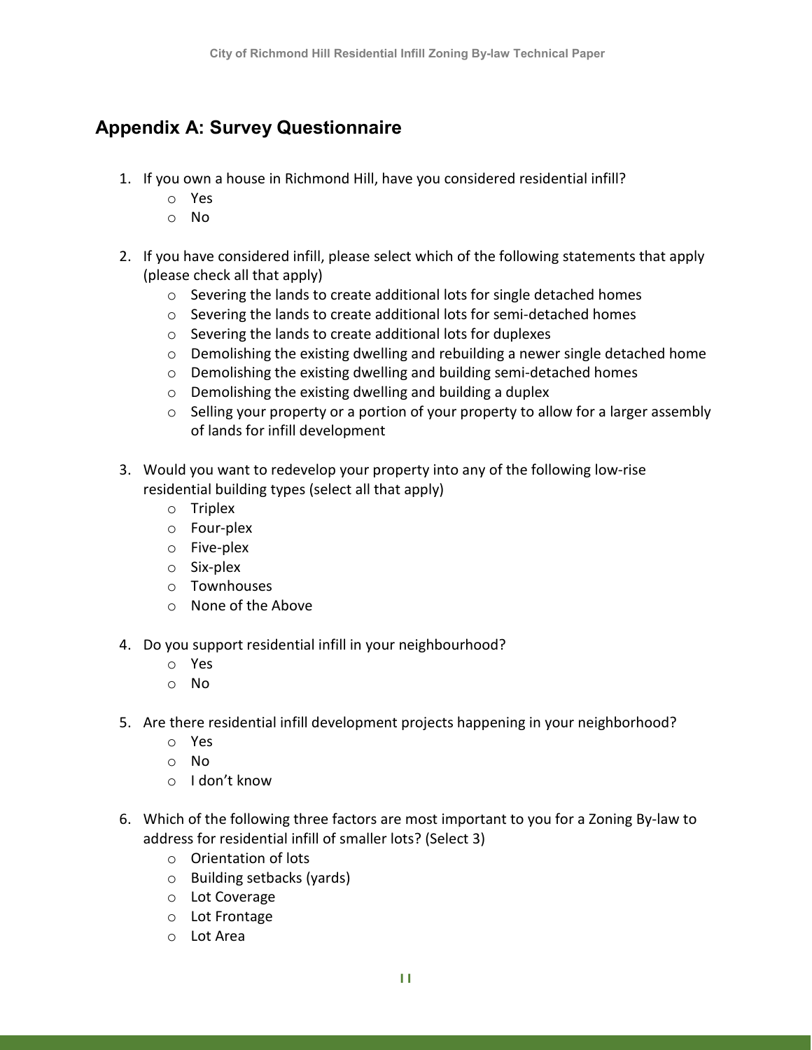## Appendix A: Survey Questionnaire

1. If you own a house in Richmond Hill, have you considered residential infill?
   - Yes
   - No

2. If you have considered infill, please select which of the following statements that apply (please check all that apply)
   - Severing the lands to create additional lots for single detached homes
   - Severing the lands to create additional lots for semi-detached homes
   - Severing the lands to create additional lots for duplexes
   - Demolishing the existing dwelling and rebuilding a newer single detached home
   - Demolishing the existing dwelling and building semi-detached homes
   - Demolishing the existing dwelling and building a duplex
   - Selling your property or a portion of your property to allow for a larger assembly of lands for infill development

3. Would you want to redevelop your property into any of the following low-rise residential building types (select all that apply)
   - Triplex
   - Four-plex
   - Five-plex
   - Six-plex
   - Townhouses
   - None of the Above

4. Do you support residential infill in your neighbourhood?
   - Yes
   - No

5. Are there residential infill development projects happening in your neighborhood?
   - Yes
   - No
   - I don't know

6. Which of the following three factors are most important to you for a Zoning By-law to address for residential infill of smaller lots? (Select 3)
   - Orientation of lots
   - Building setbacks (yards)
   - Lot Coverage
   - Lot Frontage
   - Lot Area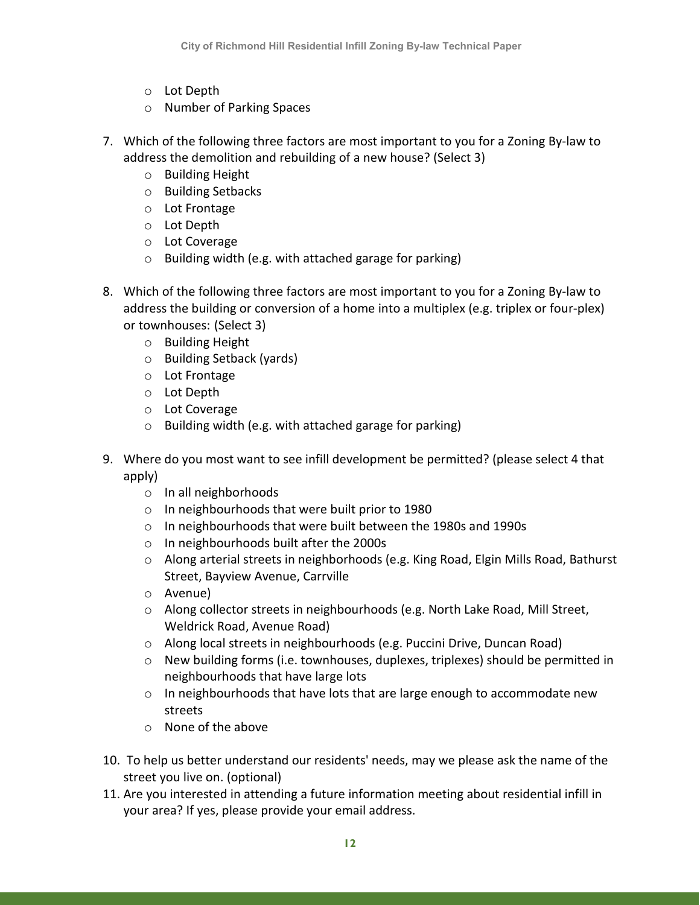- Lot Depth
- Number of Parking Spaces

7. Which of the following three factors are most important to you for a Zoning By-law to address the demolition and rebuilding of a new house? (Select 3)
   - Building Height
   - Building Setbacks
   - Lot Frontage
   - Lot Depth
   - Lot Coverage
   - Building width (e.g. with attached garage for parking)

8. Which of the following three factors are most important to you for a Zoning By-law to address the building or conversion of a home into a multiplex (e.g. triplex or four-plex) or townhouses: (Select 3)
   - Building Height
   - Building Setback (yards)
   - Lot Frontage
   - Lot Depth
   - Lot Coverage
   - Building width (e.g. with attached garage for parking)

9. Where do you most want to see infill development be permitted? (please select 4 that apply)
   - In all neighborhoods
   - In neighbourhoods that were built prior to 1980
   - In neighbourhoods that were built between the 1980s and 1990s
   - In neighbourhoods built after the 2000s
   - Along arterial streets in neighborhoods (e.g. King Road, Elgin Mills Road, Bathurst Street, Bayview Avenue, Carrville
   - Avenue)
   - Along collector streets in neighbourhoods (e.g. North Lake Road, Mill Street, Weldrick Road, Avenue Road)
   - Along local streets in neighbourhoods (e.g. Puccini Drive, Duncan Road)
   - New building forms (i.e. townhouses, duplexes, triplexes) should be permitted in neighbourhoods that have large lots
   - In neighbourhoods that have lots that are large enough to accommodate new streets
   - None of the above

10. To help us better understand our residents' needs, may we please ask the name of the street you live on. (optional)
11. Are you interested in attending a future information meeting about residential infill in your area? If yes, please provide your email address.